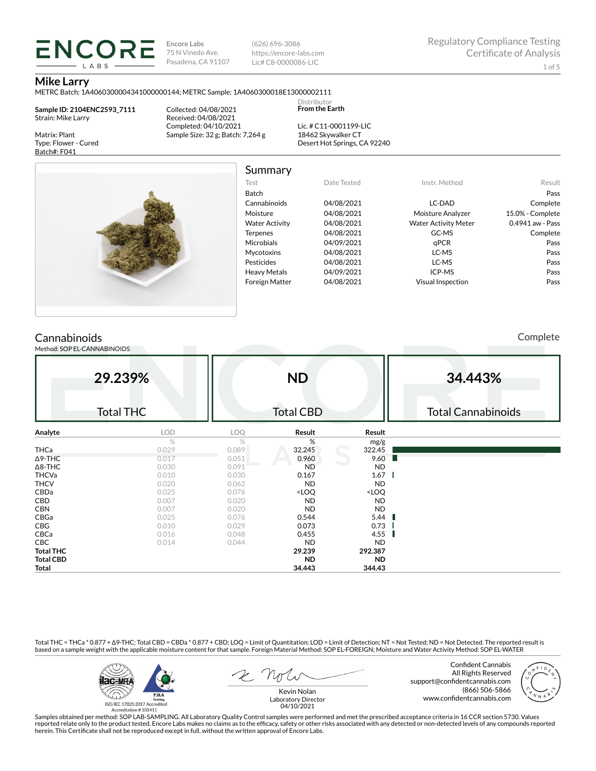**ENCORE LABS**

Encore Labs
75 N Vinedo Ave.
Pasadena, CA 91107

(626) 696-3086
https://encore-labs.com
Lic# C8-0000086-LIC

Regulatory Compliance Testing
Certificate of Analysis

## Mike Larry

METRC Batch: 1A4060300004341000000144; METRC Sample: 1A4060300018E13000002111

**Sample ID: 2104ENC2593_7111**
Strain: Mike Larry

Matrix: Plant
Type: Flower - Cured
Batch#: F041

Collected: 04/08/2021
Received: 04/08/2021
Completed: 04/10/2021
Sample Size: 32 g; Batch: 7,264 g

Distributor
**From the Earth**

Lic. # C11-0001199-LIC
18462 Skywalker CT
Desert Hot Springs, CA 92240

## Summary

| Test | Date Tested | Instr. Method | Result |
|---|---|---|---|
| Batch | | | Pass |
| Cannabinoids | 04/08/2021 | LC-DAD | Complete |
| Moisture | 04/08/2021 | Moisture Analyzer | 15.0% - Complete |
| Water Activity | 04/08/2021 | Water Activity Meter | 0.4941 aw - Pass |
| Terpenes | 04/08/2021 | GC-MS | Complete |
| Microbials | 04/09/2021 | qPCR | Pass |
| Mycotoxins | 04/08/2021 | LC-MS | Pass |
| Pesticides | 04/08/2021 | LC-MS | Pass |
| Heavy Metals | 04/09/2021 | ICP-MS | Pass |
| Foreign Matter | 04/08/2021 | Visual Inspection | Pass |

## Cannabinoids

Complete

Method: SOP EL-CANNABINOIDS

| 29.239% | ND | 34.443% |
|---|---|---|
| Total THC | Total CBD | Total Cannabinoids |

| Analyte | LOD | LOQ | Result | Result |
|---|---|---|---|---|
| | % | % | % | mg/g |
| THCa | 0.029 | 0.089 | 32.245 | 322.45 |
| Δ9-THC | 0.017 | 0.051 | 0.960 | 9.60 |
| Δ8-THC | 0.030 | 0.091 | ND | ND |
| THCVa | 0.010 | 0.030 | 0.167 | 1.67 |
| THCV | 0.020 | 0.062 | ND | ND |
| CBDa | 0.025 | 0.076 | <LOQ | <LOQ |
| CBD | 0.007 | 0.020 | ND | ND |
| CBN | 0.007 | 0.020 | ND | ND |
| CBGa | 0.025 | 0.076 | 0.544 | 5.44 |
| CBG | 0.010 | 0.029 | 0.073 | 0.73 |
| CBCa | 0.016 | 0.048 | 0.455 | 4.55 |
| CBC | 0.014 | 0.044 | ND | ND |
| **Total THC** | | | **29.239** | **292.387** |
| **Total CBD** | | | **ND** | **ND** |
| **Total** | | | **34.443** | **344.43** |

Total THC = THCa * 0.877 + Δ9-THC; Total CBD = CBDa * 0.877 + CBD; LOQ = Limit of Quantitation; LOD = Limit of Detection; NT = Not Tested; ND = Not Detected. The reported result is based on a sample weight with the applicable moisture content for that sample. Foreign Material Method: SOP EL-FOREIGN; Moisture and Water Activity Method: SOP EL-WATER

ISO/IEC 17025:2017 Accredited
Accreditation # 101411

Kevin Nolan
Laboratory Director
04/10/2021

Confident Cannabis
All Rights Reserved
support@confidentcannabis.com
(866) 506-5866
www.confidentcannabis.com

Samples obtained per method: SOP LAB-SAMPLING. All Laboratory Quality Control samples were performed and met the prescribed acceptance criteria in 16 CCR section 5730. Values reported relate only to the product tested. Encore Labs makes no claims as to the efficacy, safety or other risks associated with any detected or non-detected levels of any compounds reported herein. This Certificate shall not be reproduced except in full, without the written approval of Encore Labs.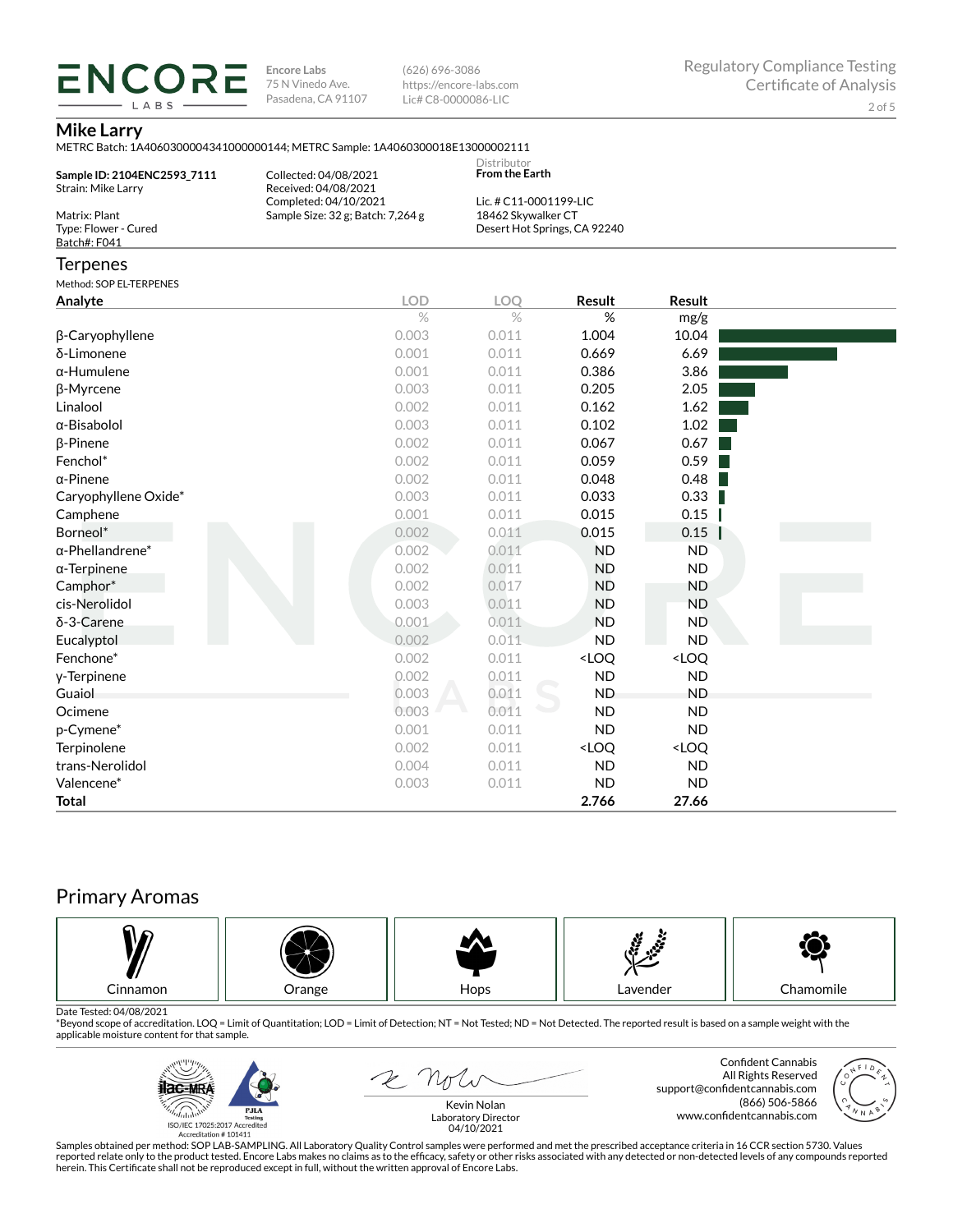**ENCORE LABS**

Encore Labs
75 N Vinedo Ave.
Pasadena, CA 91107

(626) 696-3086
https://encore-labs.com
Lic# C8-0000086-LIC

Regulatory Compliance Testing
Certificate of Analysis

## Mike Larry

METRC Batch: 1A4060300004341000000144; METRC Sample: 1A4060300018E13000002111

**Sample ID: 2104ENC2593_7111**
Strain: Mike Larry

Matrix: Plant
Type: Flower - Cured
Batch#: F041

Collected: 04/08/2021
Received: 04/08/2021
Completed: 04/10/2021
Sample Size: 32 g; Batch: 7,264 g

Distributor
**From the Earth**

Lic. # C11-0001199-LIC
18462 Skywalker CT
Desert Hot Springs, CA 92240

## Terpenes

Method: SOP EL-TERPENES

| Analyte | LOD | LOQ | Result | Result |
|---|---|---|---|---|
| | % | % | % | mg/g |
| β-Caryophyllene | 0.003 | 0.011 | 1.004 | 10.04 |
| δ-Limonene | 0.001 | 0.011 | 0.669 | 6.69 |
| α-Humulene | 0.001 | 0.011 | 0.386 | 3.86 |
| β-Myrcene | 0.003 | 0.011 | 0.205 | 2.05 |
| Linalool | 0.002 | 0.011 | 0.162 | 1.62 |
| α-Bisabolol | 0.003 | 0.011 | 0.102 | 1.02 |
| β-Pinene | 0.002 | 0.011 | 0.067 | 0.67 |
| Fenchol* | 0.002 | 0.011 | 0.059 | 0.59 |
| α-Pinene | 0.002 | 0.011 | 0.048 | 0.48 |
| Caryophyllene Oxide* | 0.003 | 0.011 | 0.033 | 0.33 |
| Camphene | 0.001 | 0.011 | 0.015 | 0.15 |
| Borneol* | 0.002 | 0.011 | 0.015 | 0.15 |
| α-Phellandrene* | 0.002 | 0.011 | ND | ND |
| α-Terpinene | 0.002 | 0.011 | ND | ND |
| Camphor* | 0.002 | 0.017 | ND | ND |
| cis-Nerolidol | 0.003 | 0.011 | ND | ND |
| δ-3-Carene | 0.001 | 0.011 | ND | ND |
| Eucalyptol | 0.002 | 0.011 | ND | ND |
| Fenchone* | 0.002 | 0.011 | <LOQ | <LOQ |
| γ-Terpinene | 0.002 | 0.011 | ND | ND |
| Guaiol | 0.003 | 0.011 | ND | ND |
| Ocimene | 0.003 | 0.011 | ND | ND |
| p-Cymene* | 0.001 | 0.011 | ND | ND |
| Terpinolene | 0.002 | 0.011 | <LOQ | <LOQ |
| trans-Nerolidol | 0.004 | 0.011 | ND | ND |
| Valencene* | 0.003 | 0.011 | ND | ND |
| **Total** | | | **2.766** | **27.66** |

## Primary Aromas

| Cinnamon | Orange | Hops | Lavender | Chamomile |
|---|---|---|---|---|

Date Tested: 04/08/2021
*Beyond scope of accreditation. LOQ = Limit of Quantitation; LOD = Limit of Detection; NT = Not Tested; ND = Not Detected. The reported result is based on a sample weight with the applicable moisture content for that sample.

ISO/IEC 17025:2017 Accredited
Accreditation # 101411

Kevin Nolan
Laboratory Director
04/10/2021

Confident Cannabis
All Rights Reserved
support@confidentcannabis.com
(866) 506-5866
www.confidentcannabis.com

Samples obtained per method: SOP LAB-SAMPLING. All Laboratory Quality Control samples were performed and met the prescribed acceptance criteria in 16 CCR section 5730. Values reported relate only to the product tested. Encore Labs makes no claims as to the efficacy, safety or other risks associated with any detected or non-detected levels of any compounds reported herein. This Certificate shall not be reproduced except in full, without the written approval of Encore Labs.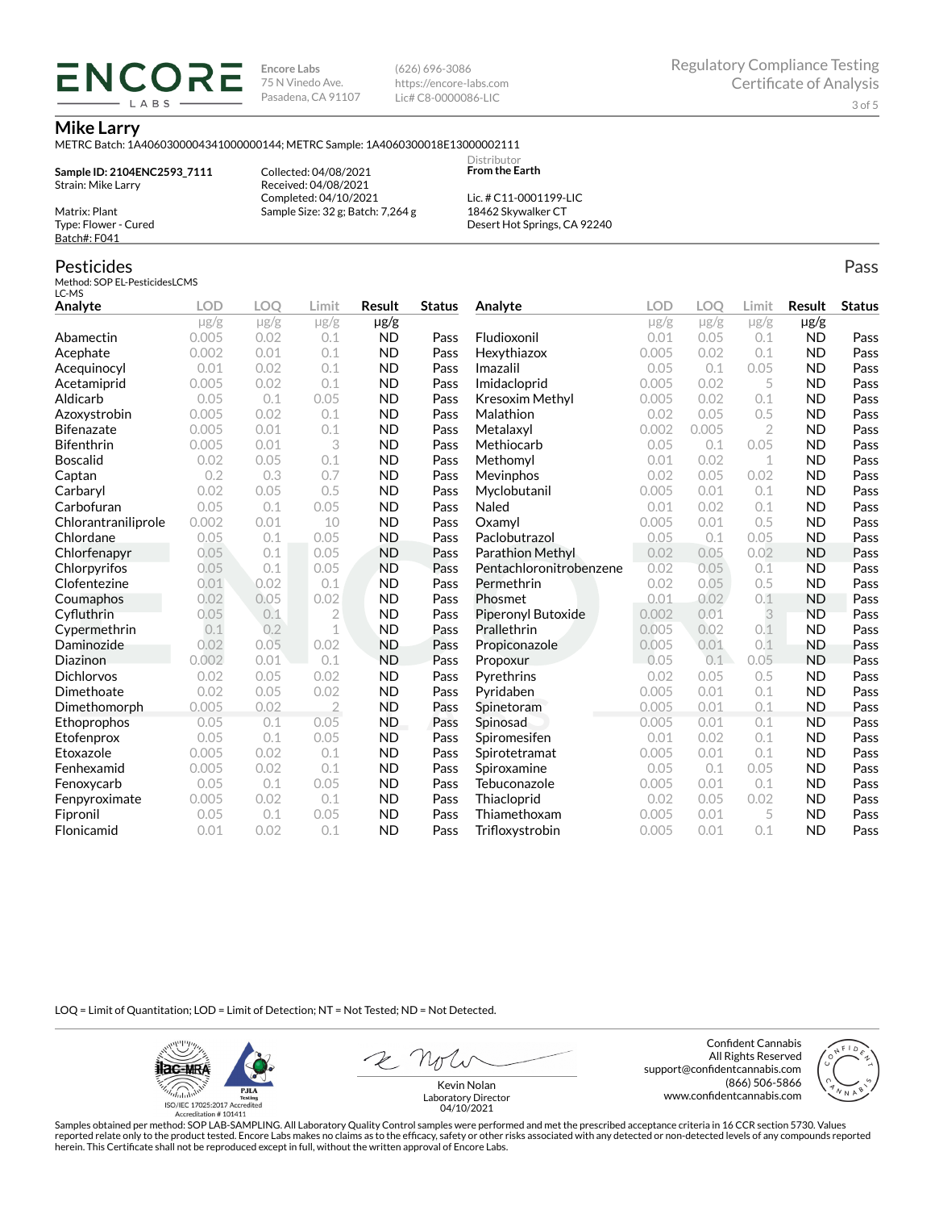**ENCORE LABS**

Encore Labs
75 N Vinedo Ave.
Pasadena, CA 91107

(626) 696-3086
https://encore-labs.com
Lic# C8-0000086-LIC

Regulatory Compliance Testing
Certificate of Analysis

## Mike Larry

METRC Batch: 1A4060300004341000000144; METRC Sample: 1A4060300018E13000002111

**Sample ID: 2104ENC2593_7111**
Strain: Mike Larry

Matrix: Plant
Type: Flower - Cured
Batch#: F041

Collected: 04/08/2021
Received: 04/08/2021
Completed: 04/10/2021
Sample Size: 32 g; Batch: 7,264 g

Distributor
**From the Earth**

Lic. # C11-0001199-LIC
18462 Skywalker CT
Desert Hot Springs, CA 92240

## Pesticides

Pass

Method: SOP EL-PesticidesLCMS
LC-MS

| Analyte | LOD | LOQ | Limit | Result | Status |
|---|---|---|---|---|---|
| | μg/g | μg/g | μg/g | μg/g | |
| Abamectin | 0.005 | 0.02 | 0.1 | ND | Pass |
| Acephate | 0.002 | 0.01 | 0.1 | ND | Pass |
| Acequinocyl | 0.01 | 0.02 | 0.1 | ND | Pass |
| Acetamiprid | 0.005 | 0.02 | 0.1 | ND | Pass |
| Aldicarb | 0.05 | 0.1 | 0.05 | ND | Pass |
| Azoxystrobin | 0.005 | 0.02 | 0.1 | ND | Pass |
| Bifenazate | 0.005 | 0.01 | 0.1 | ND | Pass |
| Bifenthrin | 0.005 | 0.01 | 3 | ND | Pass |
| Boscalid | 0.02 | 0.05 | 0.1 | ND | Pass |
| Captan | 0.2 | 0.3 | 0.7 | ND | Pass |
| Carbaryl | 0.02 | 0.05 | 0.5 | ND | Pass |
| Carbofuran | 0.05 | 0.1 | 0.05 | ND | Pass |
| Chlorantraniliprole | 0.002 | 0.01 | 10 | ND | Pass |
| Chlordane | 0.05 | 0.1 | 0.05 | ND | Pass |
| Chlorfenapyr | 0.05 | 0.1 | 0.05 | ND | Pass |
| Chlorpyrifos | 0.05 | 0.1 | 0.05 | ND | Pass |
| Clofentezine | 0.01 | 0.02 | 0.1 | ND | Pass |
| Coumaphos | 0.02 | 0.05 | 0.02 | ND | Pass |
| Cyfluthrin | 0.05 | 0.1 | 2 | ND | Pass |
| Cypermethrin | 0.1 | 0.2 | 1 | ND | Pass |
| Daminozide | 0.02 | 0.05 | 0.02 | ND | Pass |
| Diazinon | 0.002 | 0.01 | 0.1 | ND | Pass |
| Dichlorvos | 0.02 | 0.05 | 0.02 | ND | Pass |
| Dimethoate | 0.02 | 0.05 | 0.02 | ND | Pass |
| Dimethomorph | 0.005 | 0.02 | 2 | ND | Pass |
| Ethoprophos | 0.05 | 0.1 | 0.05 | ND | Pass |
| Etofenprox | 0.05 | 0.1 | 0.05 | ND | Pass |
| Etoxazole | 0.005 | 0.02 | 0.1 | ND | Pass |
| Fenhexamid | 0.005 | 0.02 | 0.1 | ND | Pass |
| Fenoxycarb | 0.05 | 0.1 | 0.05 | ND | Pass |
| Fenpyroximate | 0.005 | 0.02 | 0.1 | ND | Pass |
| Fipronil | 0.05 | 0.1 | 0.05 | ND | Pass |
| Flonicamid | 0.01 | 0.02 | 0.1 | ND | Pass |
| Fludioxonil | 0.01 | 0.05 | 0.1 | ND | Pass |
| Hexythiazox | 0.005 | 0.02 | 0.1 | ND | Pass |
| Imazalil | 0.05 | 0.1 | 0.05 | ND | Pass |
| Imidacloprid | 0.005 | 0.02 | 5 | ND | Pass |
| Kresoxim Methyl | 0.005 | 0.02 | 0.1 | ND | Pass |
| Malathion | 0.02 | 0.05 | 0.5 | ND | Pass |
| Metalaxyl | 0.002 | 0.005 | 2 | ND | Pass |
| Methiocarb | 0.05 | 0.1 | 0.05 | ND | Pass |
| Methomyl | 0.01 | 0.02 | 1 | ND | Pass |
| Mevinphos | 0.02 | 0.05 | 0.02 | ND | Pass |
| Myclobutanil | 0.005 | 0.01 | 0.1 | ND | Pass |
| Naled | 0.01 | 0.02 | 0.1 | ND | Pass |
| Oxamyl | 0.005 | 0.01 | 0.5 | ND | Pass |
| Paclobutrazol | 0.05 | 0.1 | 0.05 | ND | Pass |
| Parathion Methyl | 0.02 | 0.05 | 0.02 | ND | Pass |
| Pentachloronitrobenzene | 0.02 | 0.05 | 0.1 | ND | Pass |
| Permethrin | 0.02 | 0.05 | 0.5 | ND | Pass |
| Phosmet | 0.01 | 0.02 | 0.1 | ND | Pass |
| Piperonyl Butoxide | 0.002 | 0.01 | 3 | ND | Pass |
| Prallethrin | 0.005 | 0.02 | 0.1 | ND | Pass |
| Propiconazole | 0.005 | 0.01 | 0.1 | ND | Pass |
| Propoxur | 0.05 | 0.1 | 0.05 | ND | Pass |
| Pyrethrins | 0.02 | 0.05 | 0.5 | ND | Pass |
| Pyridaben | 0.005 | 0.01 | 0.1 | ND | Pass |
| Spinetoram | 0.005 | 0.01 | 0.1 | ND | Pass |
| Spinosad | 0.005 | 0.01 | 0.1 | ND | Pass |
| Spiromesifen | 0.01 | 0.02 | 0.1 | ND | Pass |
| Spirotetramat | 0.005 | 0.01 | 0.1 | ND | Pass |
| Spiroxamine | 0.05 | 0.1 | 0.05 | ND | Pass |
| Tebuconazole | 0.005 | 0.01 | 0.1 | ND | Pass |
| Thiacloprid | 0.02 | 0.05 | 0.02 | ND | Pass |
| Thiamethoxam | 0.005 | 0.01 | 5 | ND | Pass |
| Trifloxystrobin | 0.005 | 0.01 | 0.1 | ND | Pass |

LOQ = Limit of Quantitation; LOD = Limit of Detection; NT = Not Tested; ND = Not Detected.

ISO/IEC 17025:2017 Accredited
Accreditation # 101411

Kevin Nolan
Laboratory Director
04/10/2021

Confident Cannabis
All Rights Reserved
support@confidentcannabis.com
(866) 506-5866
www.confidentcannabis.com

Samples obtained per method: SOP LAB-SAMPLING. All Laboratory Quality Control samples were performed and met the prescribed acceptance criteria in 16 CCR section 5730. Values reported relate only to the product tested. Encore Labs makes no claims as to the efficacy, safety or other risks associated with any detected or non-detected levels of any compounds reported herein. This Certificate shall not be reproduced except in full, without the written approval of Encore Labs.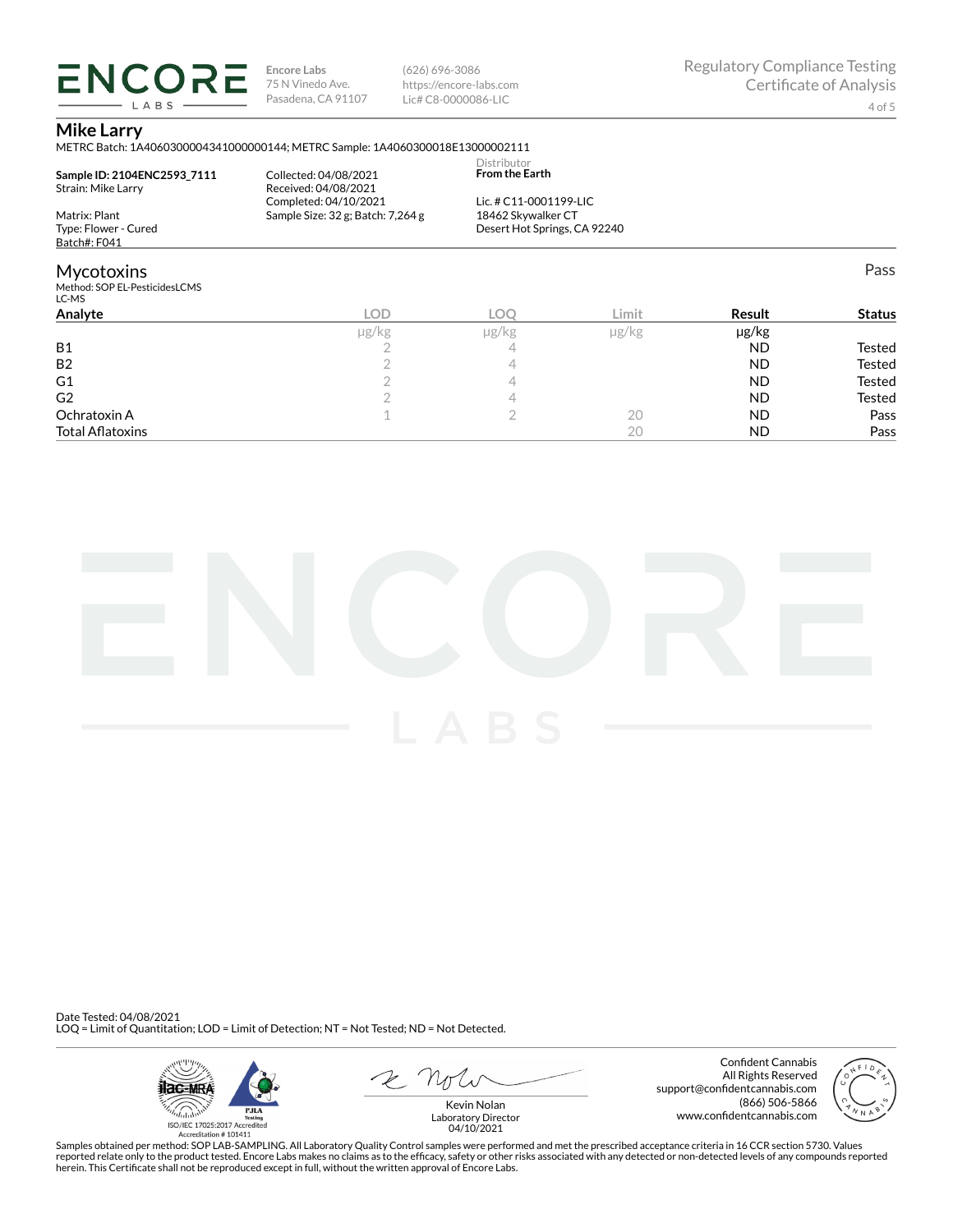**Encore Labs**
75 N Vinedo Ave.
Pasadena, CA 91107

(626) 696-3086
https://encore-labs.com
Lic# C8-0000086-LIC

Regulatory Compliance Testing
Certificate of Analysis

## Mike Larry

METRC Batch: 1A4060300004341000000144; METRC Sample: 1A4060300018E13000002111

**Sample ID: 2104ENC2593_7111**
Strain: Mike Larry

Matrix: Plant
Type: Flower - Cured
Batch#: F041

Collected: 04/08/2021
Received: 04/08/2021
Completed: 04/10/2021
Sample Size: 32 g; Batch: 7,264 g

Distributor
**From the Earth**

Lic. # C11-0001199-LIC
18462 Skywalker CT
Desert Hot Springs, CA 92240

## Mycotoxins

Pass

Method: SOP EL-PesticidesLCMS
LC-MS

| Analyte | LOD | LOQ | Limit | Result | Status |
|---|---|---|---|---|---|
| | μg/kg | μg/kg | μg/kg | μg/kg | |
| B1 | 2 | 4 | | ND | Tested |
| B2 | 2 | 4 | | ND | Tested |
| G1 | 2 | 4 | | ND | Tested |
| G2 | 2 | 4 | | ND | Tested |
| Ochratoxin A | 1 | 2 | 20 | ND | Pass |
| Total Aflatoxins | | | 20 | ND | Pass |

Date Tested: 04/08/2021
LOQ = Limit of Quantitation; LOD = Limit of Detection; NT = Not Tested; ND = Not Detected.

ISO/IEC 17025:2017 Accredited
Accreditation # 101411

Kevin Nolan
Laboratory Director
04/10/2021

Confident Cannabis
All Rights Reserved
support@confidentcannabis.com
(866) 506-5866
www.confidentcannabis.com

Samples obtained per method: SOP LAB-SAMPLING. All Laboratory Quality Control samples were performed and met the prescribed acceptance criteria in 16 CCR section 5730. Values reported relate only to the product tested. Encore Labs makes no claims as to the efficacy, safety or other risks associated with any detected or non-detected levels of any compounds reported herein. This Certificate shall not be reproduced except in full, without the written approval of Encore Labs.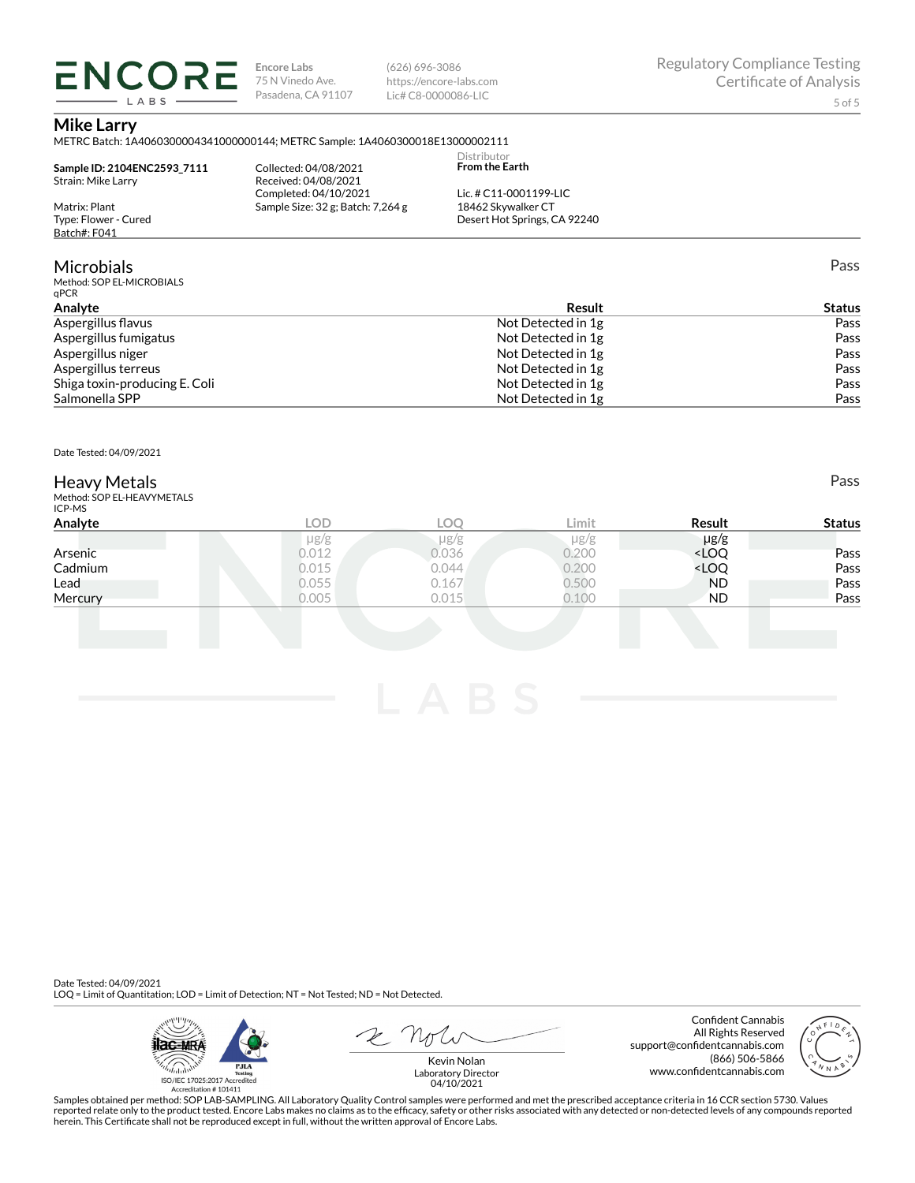**Encore Labs**
75 N Vinedo Ave.
Pasadena, CA 91107

(626) 696-3086
https://encore-labs.com
Lic# C8-0000086-LIC

Regulatory Compliance Testing
Certificate of Analysis

# Mike Larry

METRC Batch: 1A4060300004341000000144; METRC Sample: 1A4060300018E13000002111

**Sample ID: 2104ENC2593_7111**
Strain: Mike Larry

Matrix: Plant
Type: Flower - Cured
Batch#: F041

Collected: 04/08/2021
Received: 04/08/2021
Completed: 04/10/2021
Sample Size: 32 g; Batch: 7,264 g

Distributor
**From the Earth**

Lic. # C11-0001199-LIC
18462 Skywalker CT
Desert Hot Springs, CA 92240

## Microbials

Pass

Method: SOP EL-MICROBIALS
qPCR

| Analyte | Result | Status |
|---|---|---|
| Aspergillus flavus | Not Detected in 1g | Pass |
| Aspergillus fumigatus | Not Detected in 1g | Pass |
| Aspergillus niger | Not Detected in 1g | Pass |
| Aspergillus terreus | Not Detected in 1g | Pass |
| Shiga toxin-producing E. Coli | Not Detected in 1g | Pass |
| Salmonella SPP | Not Detected in 1g | Pass |

Date Tested: 04/09/2021

## Heavy Metals

Pass

Method: SOP EL-HEAVYMETALS
ICP-MS

| Analyte | LOD | LOQ | Limit | Result | Status |
|---|---|---|---|---|---|
| | μg/g | μg/g | μg/g | μg/g | |
| Arsenic | 0.012 | 0.036 | 0.200 | <LOQ | Pass |
| Cadmium | 0.015 | 0.044 | 0.200 | <LOQ | Pass |
| Lead | 0.055 | 0.167 | 0.500 | ND | Pass |
| Mercury | 0.005 | 0.015 | 0.100 | ND | Pass |

Date Tested: 04/09/2021
LOQ = Limit of Quantitation; LOD = Limit of Detection; NT = Not Tested; ND = Not Detected.

ISO/IEC 17025:2017 Accredited
Accreditation # 101411

Kevin Nolan
Laboratory Director
04/10/2021

Confident Cannabis
All Rights Reserved
support@confidentcannabis.com
(866) 506-5866
www.confidentcannabis.com

Samples obtained per method: SOP LAB-SAMPLING. All Laboratory Quality Control samples were performed and met the prescribed acceptance criteria in 16 CCR section 5730. Values reported relate only to the product tested. Encore Labs makes no claims as to the efficacy, safety or other risks associated with any detected or non-detected levels of any compounds reported herein. This Certificate shall not be reproduced except in full, without the written approval of Encore Labs.